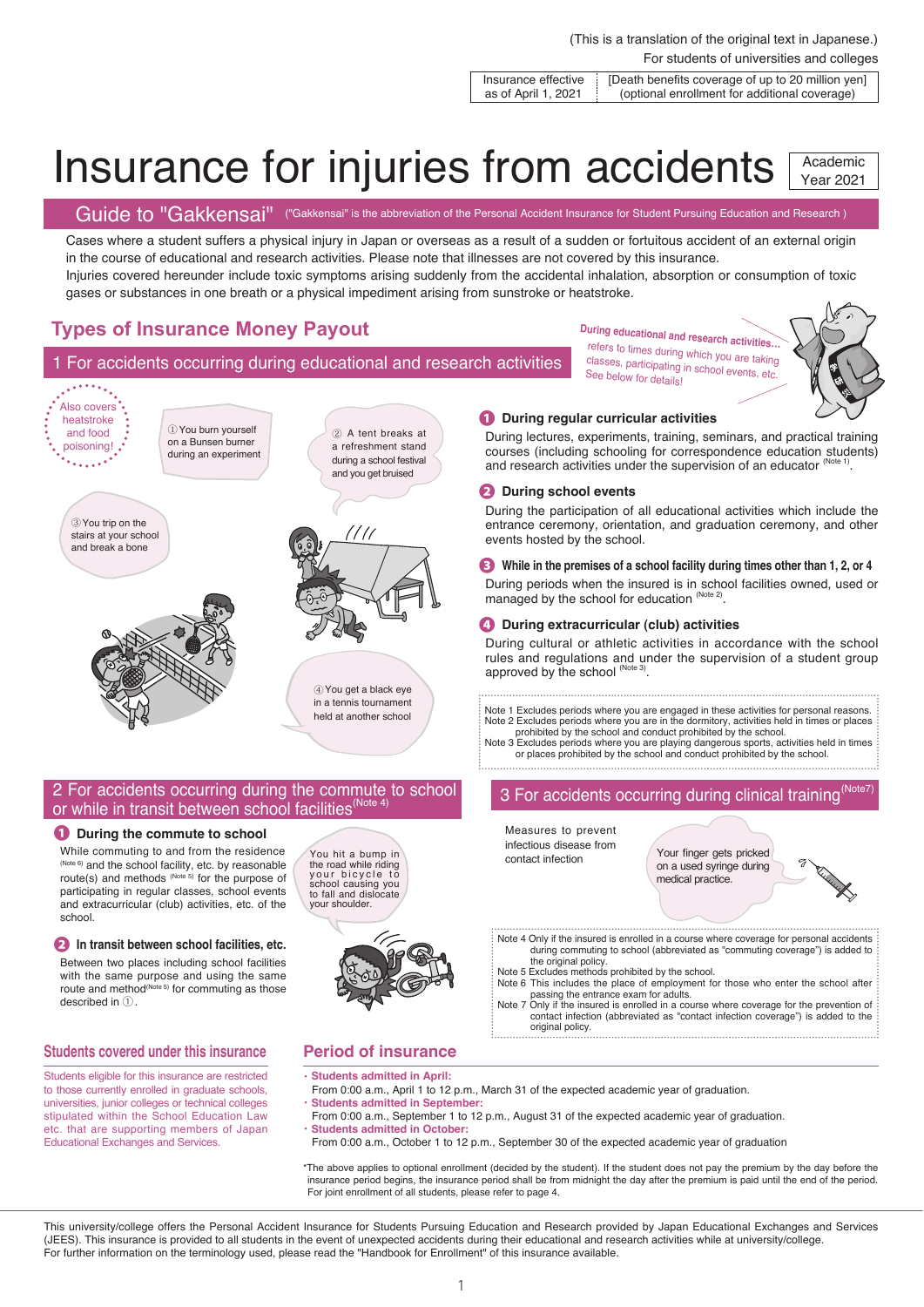(This is a translation of the original text in Japanese.)
For students of universities and colleges

| Insurance effective as of April 1, 2021 | [Death benefits coverage of up to 20 million yen] (optional enrollment for additional coverage) |
|---|---|

# Insurance for injuries from accidents

Academic Year 2021

## Guide to "Gakkensai"

("Gakkensai" is the abbreviation of the Personal Accident Insurance for Student Pursuing Education and Research )

Cases where a student suffers a physical injury in Japan or overseas as a result of a sudden or fortuitous accident of an external origin in the course of educational and research activities. Please note that illnesses are not covered by this insurance.
Injuries covered hereunder include toxic symptoms arising suddenly from the accidental inhalation, absorption or consumption of toxic gases or substances in one breath or a physical impediment arising from sunstroke or heatstroke.

## Types of Insurance Money Payout

During educational and research activities… refers to times during which you are taking classes, participating in school events, etc. See below for details!

### 1 For accidents occurring during educational and research activities

Also covers heatstroke and food poisoning!

① You burn yourself on a Bunsen burner during an experiment

② A tent breaks at a refreshment stand during a school festival and you get bruised

③ You trip on the stairs at your school and break a bone

④ You get a black eye in a tennis tournament held at another school

**❶ During regular curricular activities**

During lectures, experiments, training, seminars, and practical training courses (including schooling for correspondence education students) and research activities under the supervision of an educator (Note 1).

**❷ During school events**

During the participation of all educational activities which include the entrance ceremony, orientation, and graduation ceremony, and other events hosted by the school.

**❸ While in the premises of a school facility during times other than 1, 2, or 4**

During periods when the insured is in school facilities owned, used or managed by the school for education (Note 2).

**❹ During extracurricular (club) activities**

During cultural or athletic activities in accordance with the school rules and regulations and under the supervision of a student group approved by the school (Note 3).

Note 1 Excludes periods where you are engaged in these activities for personal reasons.
Note 2 Excludes periods where you are in the dormitory, activities held in times or places prohibited by the school and conduct prohibited by the school.
Note 3 Excludes periods where you are playing dangerous sports, activities held in times or places prohibited by the school and conduct prohibited by the school.

### 2 For accidents occurring during the commute to school or while in transit between school facilities (Note 4)

**❶ During the commute to school**

While commuting to and from the residence (Note 6) and the school facility, etc. by reasonable route(s) and methods (Note 5) for the purpose of participating in regular classes, school events and extracurricular (club) activities, etc. of the school.

You hit a bump in the road while riding your bicycle to school causing you to fall and dislocate your shoulder.

**❷ In transit between school facilities, etc.**

Between two places including school facilities with the same purpose and using the same route and method (Note 5) for commuting as those described in ①.

### 3 For accidents occurring during clinical training (Note7)

Measures to prevent infectious disease from contact infection

Your finger gets pricked on a used syringe during medical practice.

Note 4 Only if the insured is enrolled in a course where coverage for personal accidents during commuting to school (abbreviated as "commuting coverage") is added to the original policy.
Note 5 Excludes methods prohibited by the school.
Note 6 This includes the place of employment for those who enter the school after passing the entrance exam for adults.
Note 7 Only if the insured is enrolled in a course where coverage for the prevention of contact infection (abbreviated as "contact infection coverage") is added to the original policy.

## Students covered under this insurance

Students eligible for this insurance are restricted to those currently enrolled in graduate schools, universities, junior colleges or technical colleges stipulated within the School Education Law etc. that are supporting members of Japan Educational Exchanges and Services.

## Period of insurance

- **Students admitted in April:**
  From 0:00 a.m., April 1 to 12 p.m., March 31 of the expected academic year of graduation.
- **Students admitted in September:**
  From 0:00 a.m., September 1 to 12 p.m., August 31 of the expected academic year of graduation.
- **Students admitted in October:**
  From 0:00 a.m., October 1 to 12 p.m., September 30 of the expected academic year of graduation

*The above applies to optional enrollment (decided by the student). If the student does not pay the premium by the day before the insurance period begins, the insurance period shall be from midnight the day after the premium is paid until the end of the period. For joint enrollment of all students, please refer to page 4.

This university/college offers the Personal Accident Insurance for Students Pursuing Education and Research provided by Japan Educational Exchanges and Services (JEES). This insurance is provided to all students in the event of unexpected accidents during their educational and research activities while at university/college.
For further information on the terminology used, please read the "Handbook for Enrollment" of this insurance available.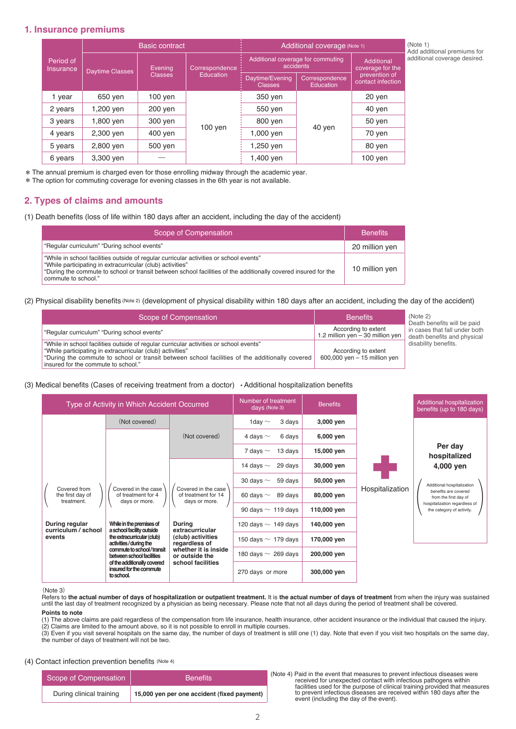## 1. Insurance premiums

| Period of Insurance | Basic contract | | | Additional coverage (Note 1) | | |
|---|---|---|---|---|---|---|
| | Daytime Classes | Evening Classes | Correspondence Education | Additional coverage for commuting accidents | | Additional coverage for the prevention of contact infection |
| | | | | Daytime/Evening Classes | Correspondence Education | |
| 1 year | 650 yen | 100 yen | 100 yen | 350 yen | 40 yen | 20 yen |
| 2 years | 1,200 yen | 200 yen | | 550 yen | | 40 yen |
| 3 years | 1,800 yen | 300 yen | | 800 yen | | 50 yen |
| 4 years | 2,300 yen | 400 yen | | 1,000 yen | | 70 yen |
| 5 years | 2,800 yen | 500 yen | | 1,250 yen | | 80 yen |
| 6 years | 3,300 yen | — | | 1,400 yen | | 100 yen |

(Note 1) Add additional premiums for additional coverage desired.

* The annual premium is charged even for those enrolling midway through the academic year.
* The option for commuting coverage for evening classes in the 6th year is not available.

## 2. Types of claims and amounts

(1) Death benefits (loss of life within 180 days after an accident, including the day of the accident)

| Scope of Compensation | Benefits |
|---|---|
| "Regular curriculum" "During school events" | 20 million yen |
| "While in school facilities outside of regular curricular activities or school events" "While participating in extracurricular (club) activities" "During the commute to school or transit between school facilities of the additionally covered insured for the commute to school." | 10 million yen |

(2) Physical disability benefits (Note 2) (development of physical disability within 180 days after an accident, including the day of the accident)

| Scope of Compensation | Benefits |
|---|---|
| "Regular curriculum" "During school events" | According to extent 1.2 million yen – 30 million yen |
| "While in school facilities outside of regular curricular activities or school events" "While participating in extracurricular (club) activities" "During the commute to school or transit between school facilities of the additionally covered insured for the commute to school." | According to extent 600,000 yen – 15 million yen |

(Note 2) Death benefits will be paid in cases that fall under both death benefits and physical disability benefits.

(3) Medical benefits (Cases of receiving treatment from a doctor) • Additional hospitalization benefits

| Type of Activity in Which Accident Occurred | | | Number of treatment days (Note 3) | Benefits |
|---|---|---|---|---|
| During regular curriculum / school events (Covered from the first day of treatment.) | While in the premises of a school facility outside the extracurricular (club) activities / during the commute to school / transit between school facilities of the additionally covered insured for the commute to school (Covered in the case of treatment for 4 days or more.) | During extracurricular (club) activities regardless of whether it is inside or outside the school facilities (Covered in the case of treatment for 14 days or more.) | | |
| Covered | (Not covered) | (Not covered) | 1day ~ 3 days | 3,000 yen |
| Covered | Covered | (Not covered) | 4 days ~ 6 days | 6,000 yen |
| Covered | Covered | (Not covered) | 7 days ~ 13 days | 15,000 yen |
| Covered | Covered | Covered | 14 days ~ 29 days | 30,000 yen |
| Covered | Covered | Covered | 30 days ~ 59 days | 50,000 yen |
| Covered | Covered | Covered | 60 days ~ 89 days | 80,000 yen |
| Covered | Covered | Covered | 90 days ~ 119 days | 110,000 yen |
| Covered | Covered | Covered | 120 days ~ 149 days | 140,000 yen |
| Covered | Covered | Covered | 150 days ~ 179 days | 170,000 yen |
| Covered | Covered | Covered | 180 days ~ 269 days | 200,000 yen |
| Covered | Covered | Covered | 270 days or more | 300,000 yen |

+ Hospitalization

| Additional hospitalization benefits (up to 180 days) |
|---|
| **Per day hospitalized 4,000 yen** (Additional hospitalization benefits are covered from the first day of hospitalization regardless of the category of activity.) |

(Note 3)
Refers to **the actual number of days of hospitalization or outpatient treatment.** It is **the actual number of days of treatment** from when the injury was sustained until the last day of treatment recognized by a physician as being necessary. Please note that not all days during the period of treatment shall be covered.

**Points to note**

(1) The above claims are paid regardless of the compensation from life insurance, health insurance, other accident insurance or the individual that caused the injury.
(2) Claims are limited to the amount above, so it is not possible to enroll in multiple courses.
(3) Even if you visit several hospitals on the same day, the number of days of treatment is still one (1) day. Note that even if you visit two hospitals on the same day, the number of days of treatment will not be two.

(4) Contact infection prevention benefits (Note 4)

| Scope of Compensation | Benefits |
|---|---|
| During clinical training | **15,000 yen per one accident (fixed payment)** |

(Note 4) Paid in the event that measures to prevent infectious diseases were received for unexpected contact with infectious pathogens within facilities used for the purpose of clinical training provided that measures to prevent infectious diseases are received within 180 days after the event (including the day of the event).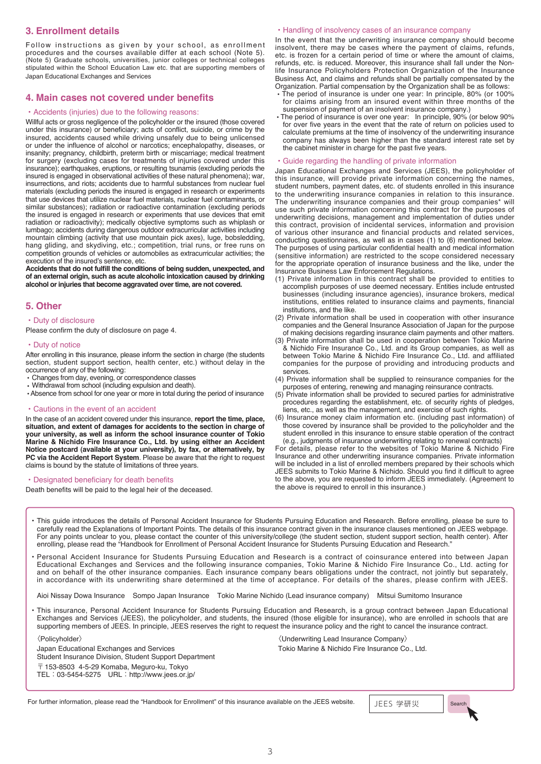## 3. Enrollment details

Follow instructions as given by your school, as enrollment procedures and the courses available differ at each school (Note 5). (Note 5) Graduate schools, universities, junior colleges or technical colleges stipulated within the School Education Law etc. that are supporting members of Japan Educational Exchanges and Services

## 4. Main cases not covered under benefits

・Accidents (injuries) due to the following reasons:

Willful acts or gross negligence of the policyholder or the insured (those covered under this insurance) or beneficiary; acts of conflict, suicide, or crime by the insured, accidents caused while driving unsafely due to being unlicensed or under the influence of alcohol or narcotics; encephalopathy, diseases, or insanity; pregnancy, childbirth, preterm birth or miscarriage; medical treatment for surgery (excluding cases for treatments of injuries covered under this insurance); earthquakes, eruptions, or resulting tsunamis (excluding periods the insured is engaged in observational activities of these natural phenomena); war, insurrections, and riots; accidents due to harmful substances from nuclear fuel materials (excluding periods the insured is engaged in research or experiments that use devices that utilize nuclear fuel materials, nuclear fuel contaminants, or similar substances); radiation or radioactive contamination (excluding periods the insured is engaged in research or experiments that use devices that emit radiation or radioactivity); medically objective symptoms such as whiplash or lumbago; accidents during dangerous outdoor extracurricular activities including mountain climbing (activity that use mountain pick axes), luge, bobsledding, hang gliding, and skydiving, etc.; competition, trial runs, or free runs on competition grounds of vehicles or automobiles as extracurricular activities; the execution of the insured's sentence, etc.

**Accidents that do not fulfill the conditions of being sudden, unexpected, and of an external origin, such as acute alcoholic intoxication caused by drinking alcohol or injuries that become aggravated over time, are not covered.**

## 5. Other

・Duty of disclosure

Please confirm the duty of disclosure on page 4.

・Duty of notice

After enrolling in this insurance, please inform the section in charge (the students section, student support section, health center, etc.) without delay in the occurrence of any of the following:

- Changes from day, evening, or correspondence classes
- Withdrawal from school (including expulsion and death).
- Absence from school for one year or more in total during the period of insurance

・Cautions in the event of an accident

In the case of an accident covered under this insurance, **report the time, place, situation, and extent of damages for accidents to the section in charge of your university, as well as inform the school insurance counter of Tokio Marine & Nichido Fire Insurance Co., Ltd. by using either an Accident Notice postcard (available at your university), by fax, or alternatively, by PC via the Accident Report System**. Please be aware that the right to request claims is bound by the statute of limitations of three years.

・Designated beneficiary for death benefits

Death benefits will be paid to the legal heir of the deceased.

・Handling of insolvency cases of an insurance company

In the event that the underwriting insurance company should become insolvent, there may be cases where the payment of claims, refunds, etc. is frozen for a certain period of time or where the amount of claims, refunds, etc. is reduced. Moreover, this insurance shall fall under the Non-life Insurance Policyholders Protection Organization of the Insurance Business Act, and claims and refunds shall be partially compensated by the Organization. Partial compensation by the Organization shall be as follows:

- The period of insurance is under one year: In principle, 80% (or 100% for claims arising from an insured event within three months of the suspension of payment of an insolvent insurance company.)
- The period of insurance is over one year: In principle, 90% (or below 90% for over five years in the event that the rate of return on policies used to calculate premiums at the time of insolvency of the underwriting insurance company has always been higher than the standard interest rate set by the cabinet minister in charge for the past five years.

・Guide regarding the handling of private information

Japan Educational Exchanges and Services (JEES), the policyholder of this insurance, will provide private information concerning the names, student numbers, payment dates, etc. of students enrolled in this insurance to the underwriting insurance companies in relation to this insurance. The underwriting insurance companies and their group companies* will use such private information concerning this contract for the purposes of underwriting decisions, management and implementation of duties under this contract, provision of incidental services, information and provision of various other insurance and financial products and related services, conducting questionnaires, as well as in cases (1) to (6) mentioned below. The purposes of using particular confidential health and medical information (sensitive information) are restricted to the scope considered necessary for the appropriate operation of insurance business and the like, under the Insurance Business Law Enforcement Regulations.

(1) Private information in this contract shall be provided to entities to accomplish purposes of use deemed necessary. Entities include entrusted businesses (including insurance agencies), insurance brokers, medical institutions, entities related to insurance claims and payments, financial institutions, and the like.
(2) Private information shall be used in cooperation with other insurance companies and the General Insurance Association of Japan for the purpose of making decisions regarding insurance claim payments and other matters.
(3) Private information shall be used in cooperation between Tokio Marine & Nichido Fire Insurance Co., Ltd. and its Group companies, as well as between Tokio Marine & Nichido Fire Insurance Co., Ltd. and affiliated companies for the purpose of providing and introducing products and services.
(4) Private information shall be supplied to reinsurance companies for the purposes of entering, renewing and managing reinsurance contracts.
(5) Private information shall be provided to secured parties for administrative procedures regarding the establishment, etc. of security rights of pledges, liens, etc., as well as the management, and exercise of such rights.
(6) Insurance money claim information etc. (including past information) of those covered by insurance shall be provided to the policyholder and the student enrolled in this insurance to ensure stable operation of the contract (e.g., judgments of insurance underwriting relating to renewal contracts)

For details, please refer to the websites of Tokio Marine & Nichido Fire Insurance and other underwriting insurance companies. Private information will be included in a list of enrolled members prepared by their schools which JEES submits to Tokio Marine & Nichido. Should you find it difficult to agree to the above, you are requested to inform JEES immediately. (Agreement to the above is required to enroll in this insurance.)

---

- This guide introduces the details of Personal Accident Insurance for Students Pursuing Education and Research. Before enrolling, please be sure to carefully read the Explanations of Important Points. The details of this insurance contract given in the insurance clauses mentioned on JEES webpage. For any points unclear to you, please contact the counter of this university/college (the student section, student support section, health center). After enrolling, please read the "Handbook for Enrollment of Personal Accident Insurance for Students Pursuing Education and Research."
- Personal Accident Insurance for Students Pursuing Education and Research is a contract of coinsurance entered into between Japan Educational Exchanges and Services and the following insurance companies, Tokio Marine & Nichido Fire Insurance Co., Ltd. acting for and on behalf of the other insurance companies. Each insurance company bears obligations under the contract, not jointly but separately, in accordance with its underwriting share determined at the time of acceptance. For details of the shares, please confirm with JEES.

  Aioi Nissay Dowa Insurance　Sompo Japan Insurance　Tokio Marine Nichido (Lead insurance company)　Mitsui Sumitomo Insurance

- This insurance, Personal Accident Insurance for Students Pursuing Education and Research, is a group contract between Japan Educational Exchanges and Services (JEES), the policyholder, and students, the insured (those eligible for insurance), who are enrolled in schools that are supporting members of JEES. In principle, JEES reserves the right to request the insurance policy and the right to cancel the insurance contract.

〈Policyholder〉
Japan Educational Exchanges and Services
Student Insurance Division, Student Support Department
〒153-8503 4-5-29 Komaba, Meguro-ku, Tokyo
TEL：03-5454-5275　URL：http://www.jees.or.jp/

〈Underwriting Lead Insurance Company〉
Tokio Marine & Nichido Fire Insurance Co., Ltd.

For further information, please read the "Handbook for Enrollment" of this insurance available on the JEES website.

JEES 学研災　Search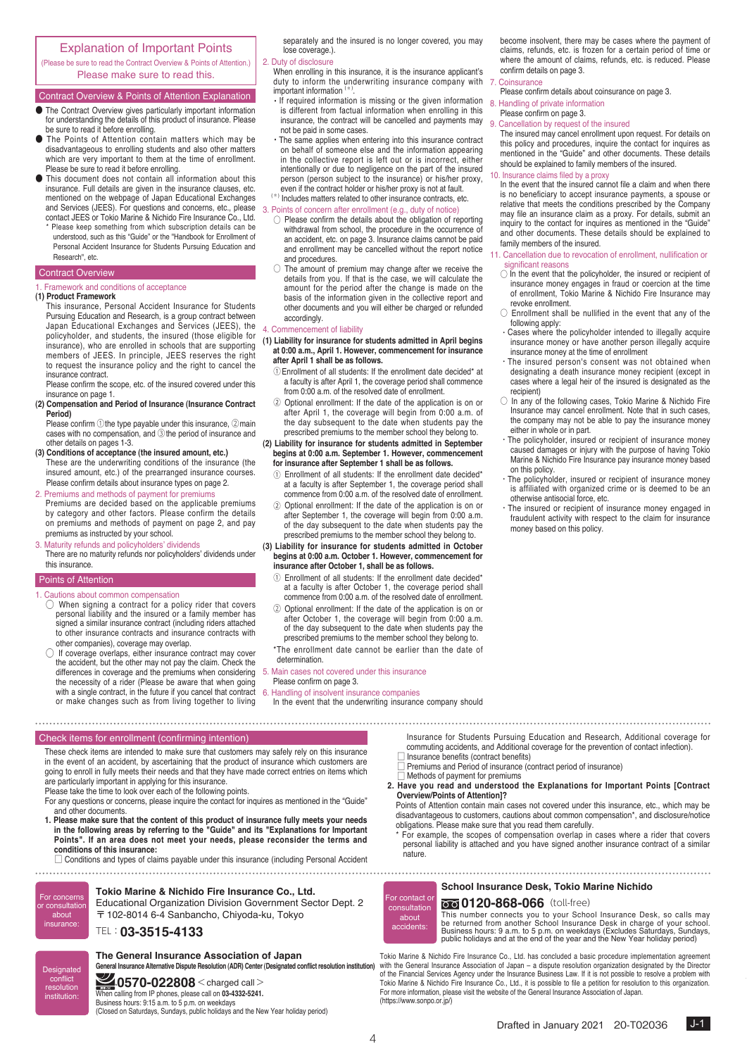# Explanation of Important Points

(Please be sure to read the Contract Overview & Points of Attention.)

Please make sure to read this.

## Contract Overview & Points of Attention Explanation

- The Contract Overview gives particularly important information for understanding the details of this product of insurance. Please be sure to read it before enrolling.
- The Points of Attention contain matters which may be disadvantageous to enrolling students and also other matters which are very important to them at the time of enrollment. Please be sure to read it before enrolling.
- This document does not contain all information about this insurance. Full details are given in the insurance clauses, etc. mentioned on the webpage of Japan Educational Exchanges and Services (JEES). For questions and concerns, etc., please contact JEES or Tokio Marine & Nichido Fire Insurance Co., Ltd.
  - \* Please keep something from which subscription details can be understood, such as this "Guide" or the "Handbook for Enrollment of Personal Accident Insurance for Students Pursuing Education and Research", etc.

## Contract Overview

### 1. Framework and conditions of acceptance

**(1) Product Framework**

This insurance, Personal Accident Insurance for Students Pursuing Education and Research, is a group contract between Japan Educational Exchanges and Services (JEES), the policyholder, and students, the insured (those eligible for insurance), who are enrolled in schools that are supporting members of JEES. In principle, JEES reserves the right to request the insurance policy and the right to cancel the insurance contract.

Please confirm the scope, etc. of the insured covered under this insurance on page 1.

**(2) Compensation and Period of Insurance (Insurance Contract Period)**

Please confirm ①the type payable under this insurance, ②main cases with no compensation, and ③the period of insurance and other details on pages 1-3.

**(3) Conditions of acceptance (the insured amount, etc.)**

These are the underwriting conditions of the insurance (the insured amount, etc.) of the prearranged insurance courses. Please confirm details about insurance types on page 2.

### 2. Premiums and methods of payment for premiums

Premiums are decided based on the applicable premiums by category and other factors. Please confirm the details on premiums and methods of payment on page 2, and pay premiums as instructed by your school.

### 3. Maturity refunds and policyholders' dividends

There are no maturity refunds nor policyholders' dividends under this insurance.

## Points of Attention

### 1. Cautions about common compensation

- ◯ When signing a contract for a policy rider that covers personal liability and the insured or a family member has signed a similar insurance contract (including riders attached to other insurance contracts and insurance contracts with other companies), coverage may overlap.
- ◯ If coverage overlaps, either insurance contract may cover the accident, but the other may not pay the claim. Check the differences in coverage and the premiums when considering the necessity of a rider (Please be aware that when going with a single contract, in the future if you cancel that contract or make changes such as from living together to living separately and the insured is no longer covered, you may lose coverage.).

### 2. Duty of disclosure

When enrolling in this insurance, it is the insurance applicant's duty to inform the underwriting insurance company with important information (\*).

- If required information is missing or the given information is different from factual information when enrolling in this insurance, the contract will be cancelled and payments may not be paid in some cases.
- The same applies when entering into this insurance contract on behalf of someone else and the information appearing in the collective report is left out or is incorrect, either intentionally or due to negligence on the part of the insured person (person subject to the insurance) or his/her proxy, even if the contract holder or his/her proxy is not at fault.

(\*) Includes matters related to other insurance contracts, etc.

### 3. Points of concern after enrollment (e.g., duty of notice)

- ◯ Please confirm the details about the obligation of reporting withdrawal from school, the procedure in the occurrence of an accident, etc. on page 3. Insurance claims cannot be paid and enrollment may be cancelled without the report notice and procedures.
- ◯ The amount of premium may change after we receive the details from you. If that is the case, we will calculate the amount for the period after the change is made on the basis of the information given in the collective report and other documents and you will either be charged or refunded accordingly.

### 4. Commencement of liability

**(1) Liability for insurance for students admitted in April begins at 0:00 a.m., April 1. However, commencement for insurance after April 1 shall be as follows.**

① Enrollment of all students: If the enrollment date decided\* at a faculty is after April 1, the coverage period shall commence from 0:00 a.m. of the resolved date of enrollment.

② Optional enrollment: If the date of the application is on or after April 1, the coverage will begin from 0:00 a.m. of the day subsequent to the date when students pay the prescribed premiums to the member school they belong to.

**(2) Liability for insurance for students admitted in September begins at 0:00 a.m. September 1. However, commencement for insurance after September 1 shall be as follows.**

① Enrollment of all students: If the enrollment date decided\* at a faculty is after September 1, the coverage period shall commence from 0:00 a.m. of the resolved date of enrollment.

② Optional enrollment: If the date of the application is on or after September 1, the coverage will begin from 0:00 a.m. of the day subsequent to the date when students pay the prescribed premiums to the member school they belong to.

**(3) Liability for insurance for students admitted in October begins at 0:00 a.m. October 1. However, commencement for insurance after October 1, shall be as follows.**

① Enrollment of all students: If the enrollment date decided\* at a faculty is after October 1, the coverage period shall commence from 0:00 a.m. of the resolved date of enrollment.

② Optional enrollment: If the date of the application is on or after October 1, the coverage will begin from 0:00 a.m. of the day subsequent to the date when students pay the prescribed premiums to the member school they belong to.

\*The enrollment date cannot be earlier than the date of determination.

### 5. Main cases not covered under this insurance

Please confirm on page 3.

### 6. Handling of insolvent insurance companies

In the event that the underwriting insurance company should become insolvent, there may be cases where the payment of claims, refunds, etc. is frozen for a certain period of time or where the amount of claims, refunds, etc. is reduced. Please confirm details on page 3.

### 7. Coinsurance

Please confirm details about coinsurance on page 3.

### 8. Handling of private information

Please confirm on page 3.

### 9. Cancellation by request of the insured

The insured may cancel enrollment upon request. For details on this policy and procedures, inquire the contact for inquires as mentioned in the "Guide" and other documents. These details should be explained to family members of the insured.

### 10. Insurance claims filed by a proxy

In the event that the insured cannot file a claim and when there is no beneficiary to accept insurance payments, a spouse or relative that meets the conditions prescribed by the Company may file an insurance claim as a proxy. For details, submit an inquiry to the contact for inquires as mentioned in the "Guide" and other documents. These details should be explained to family members of the insured.

### 11. Cancellation due to revocation of enrollment, nullification or significant reasons

- ◯ In the event that the policyholder, the insured or recipient of insurance money engages in fraud or coercion at the time of enrollment, Tokio Marine & Nichido Fire Insurance may revoke enrollment.
- ◯ Enrollment shall be nullified in the event that any of the following apply:
  - Cases where the policyholder intended to illegally acquire insurance money or have another person illegally acquire insurance money at the time of enrollment
  - The insured person's consent was not obtained when designating a death insurance money recipient (except in cases where a legal heir of the insured is designated as the recipient)
- ◯ In any of the following cases, Tokio Marine & Nichido Fire Insurance may cancel enrollment. Note that in such cases, the company may not be able to pay the insurance money either in whole or in part.
  - The policyholder, insured or recipient of insurance money caused damages or injury with the purpose of having Tokio Marine & Nichido Fire Insurance pay insurance money based on this policy.
  - The policyholder, insured or recipient of insurance money is affiliated with organized crime or is deemed to be an otherwise antisocial force, etc.
  - The insured or recipient of insurance money engaged in fraudulent activity with respect to the claim for insurance money based on this policy.

## Check items for enrollment (confirming intention)

These check items are intended to make sure that customers may safely rely on this insurance in the event of an accident, by ascertaining that the product of insurance which customers are going to enroll in fully meets their needs and that they have made correct entries on items which are particularly important in applying for this insurance.

Please take the time to look over each of the following points.

For any questions or concerns, please inquire the contact for inquires as mentioned in the "Guide" and other documents.

**1. Please make sure that the content of this product of insurance fully meets your needs in the following areas by referring to the "Guide" and its "Explanations for Important Points". If an area does not meet your needs, please reconsider the terms and conditions of this insurance:**

- ☐ Conditions and types of claims payable under this insurance (including Personal Accident Insurance for Students Pursuing Education and Research, Additional coverage for commuting accidents, and Additional coverage for the prevention of contact infection).
- ☐ Insurance benefits (contract benefits)
- ☐ Premiums and Period of insurance (contract period of insurance)
- ☐ Methods of payment for premiums

**2. Have you read and understood the Explanations for Important Points [Contract Overview/Points of Attention]?**

Points of Attention contain main cases not covered under this insurance, etc., which may be disadvantageous to customers, cautions about common compensation\*, and disclosure/notice obligations. Please make sure that you read them carefully.

\* For example, the scopes of compensation overlap in cases where a rider that covers personal liability is attached and you have signed another insurance contract of a similar nature.

---

**For concerns or consultation about insurance:**

**Tokio Marine & Nichido Fire Insurance Co., Ltd.**
Educational Organization Division Government Sector Dept. 2
〒102-8014 6-4 Sanbancho, Chiyoda-ku, Tokyo
TEL：**03-3515-4133**

**For contact or consultation about accidents:**

**School Insurance Desk, Tokio Marine Nichido**
**0120-868-066** (toll-free)
This number connects you to your School Insurance Desk, so calls may be returned from another School Insurance Desk in charge of your school.
Business hours: 9 a.m. to 5 p.m. on weekdays (Excludes Saturdays, Sundays, public holidays and at the end of the year and the New Year holiday period)

**Designated conflict resolution institution:**

**The General Insurance Association of Japan**
**General Insurance Alternative Dispute Resolution (ADR) Center (Designated conflict resolution institution)**
**0570-022808** < charged call >
When calling from IP phones, please call on **03-4332-5241.**
Business hours: 9:15 a.m. to 5 p.m. on weekdays
(Closed on Saturdays, Sundays, public holidays and the New Year holiday period)

Tokio Marine & Nichido Fire Insurance Co., Ltd. has concluded a basic procedure implementation agreement with the General Insurance Association of Japan – a dispute resolution organization designated by the Director of the Financial Services Agency under the Insurance Business Law. If it is not possible to resolve a problem with Tokio Marine & Nichido Fire Insurance Co., Ltd., it is possible to file a petition for resolution to this organization. For more information, please visit the website of the General Insurance Association of Japan. (https://www.sonpo.or.jp/)

Drafted in January 2021 20-T02036 J-1